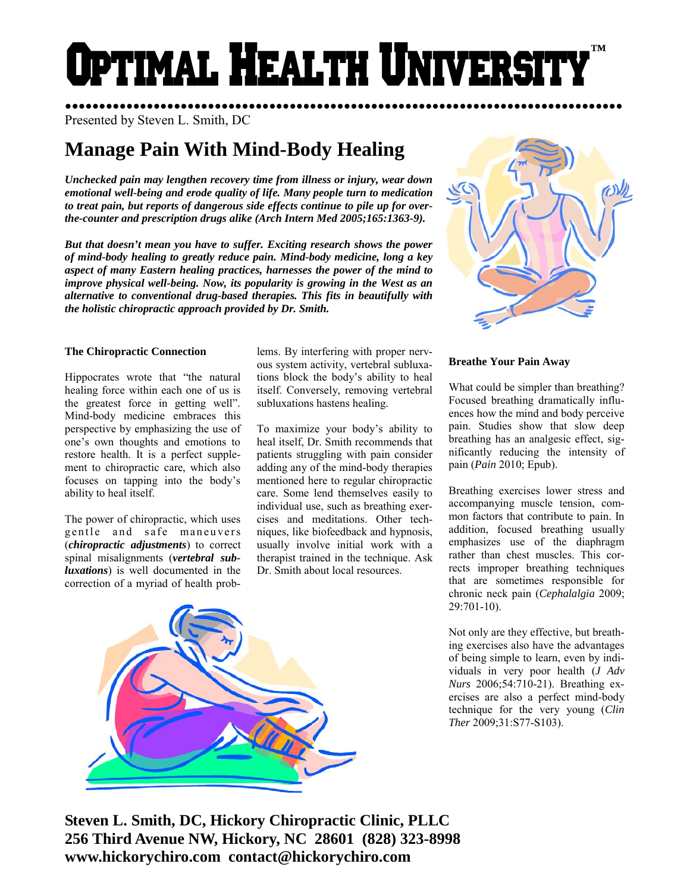# Optimal Health University™

Presented by Steven L. Smith, DC

## Manage Pain With Mind-Body Healing

***Unchecked pain may lengthen recovery time from illness or injury, wear down emotional well-being and erode quality of life. Many people turn to medication to treat pain, but reports of dangerous side effects continue to pile up for over-the-counter and prescription drugs alike (Arch Intern Med 2005;165:1363-9).***

***But that doesn't mean you have to suffer. Exciting research shows the power of mind-body healing to greatly reduce pain. Mind-body medicine, long a key aspect of many Eastern healing practices, harnesses the power of the mind to improve physical well-being. Now, its popularity is growing in the West as an alternative to conventional drug-based therapies. This fits in beautifully with the holistic chiropractic approach provided by Dr. Smith.***

### The Chiropractic Connection

Hippocrates wrote that "the natural healing force within each one of us is the greatest force in getting well". Mind-body medicine embraces this perspective by emphasizing the use of one's own thoughts and emotions to restore health. It is a perfect supplement to chiropractic care, which also focuses on tapping into the body's ability to heal itself.

The power of chiropractic, which uses gentle and safe maneuvers (***chiropractic adjustments***) to correct spinal misalignments (***vertebral subluxations***) is well documented in the correction of a myriad of health problems. By interfering with proper nervous system activity, vertebral subluxations block the body's ability to heal itself. Conversely, removing vertebral subluxations hastens healing.

To maximize your body's ability to heal itself, Dr. Smith recommends that patients struggling with pain consider adding any of the mind-body therapies mentioned here to regular chiropractic care. Some lend themselves easily to individual use, such as breathing exercises and meditations. Other techniques, like biofeedback and hypnosis, usually involve initial work with a therapist trained in the technique. Ask Dr. Smith about local resources.

### Breathe Your Pain Away

What could be simpler than breathing? Focused breathing dramatically influences how the mind and body perceive pain. Studies show that slow deep breathing has an analgesic effect, significantly reducing the intensity of pain (*Pain* 2010; Epub).

Breathing exercises lower stress and accompanying muscle tension, common factors that contribute to pain. In addition, focused breathing usually emphasizes use of the diaphragm rather than chest muscles. This corrects improper breathing techniques that are sometimes responsible for chronic neck pain (*Cephalalgia* 2009; 29:701-10).

Not only are they effective, but breathing exercises also have the advantages of being simple to learn, even by individuals in very poor health (*J Adv Nurs* 2006;54:710-21). Breathing exercises are also a perfect mind-body technique for the very young (*Clin Ther* 2009;31:S77-S103).

**Steven L. Smith, DC, Hickory Chiropractic Clinic, PLLC**
**256 Third Avenue NW, Hickory, NC 28601 (828) 323-8998**
**www.hickorychiro.com contact@hickorychiro.com**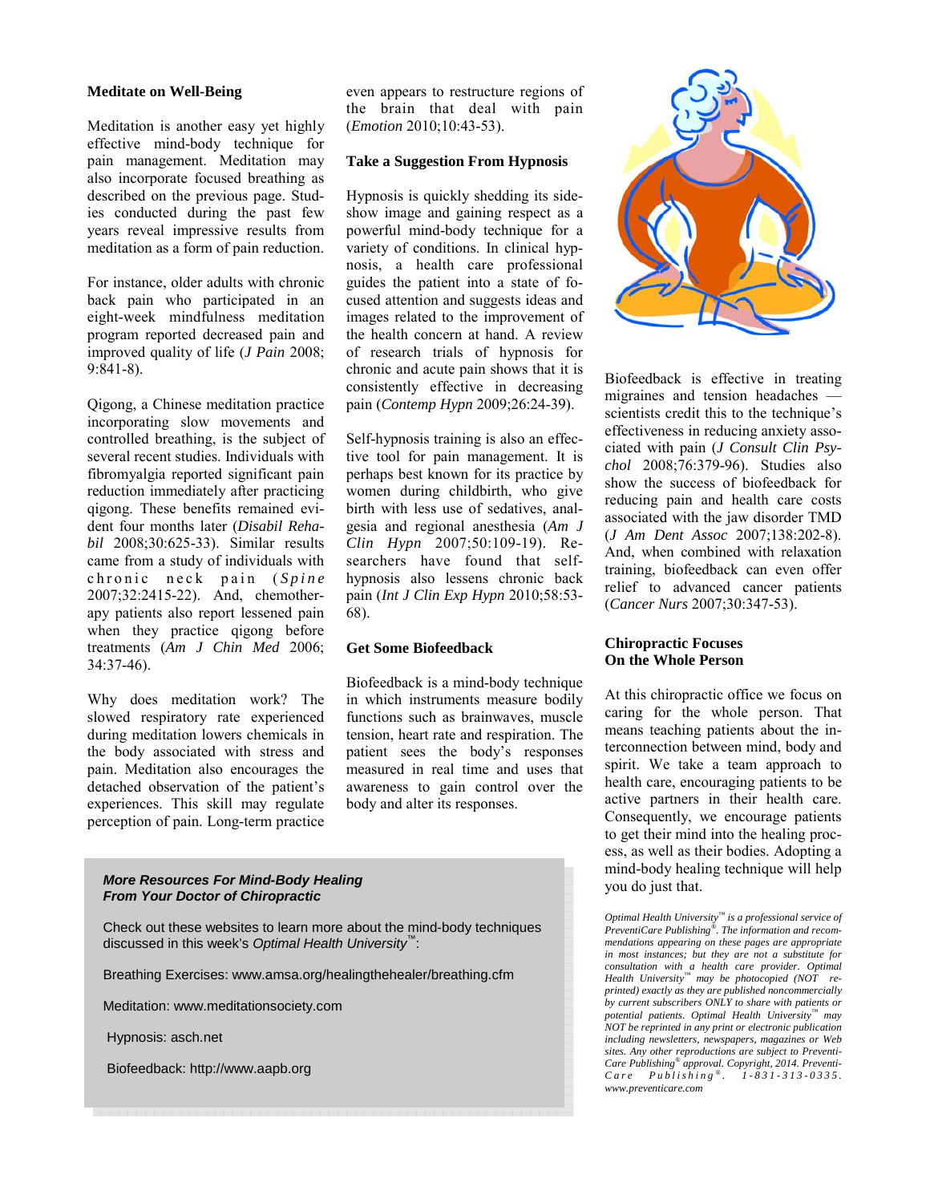### Meditate on Well-Being

Meditation is another easy yet highly effective mind-body technique for pain management. Meditation may also incorporate focused breathing as described on the previous page. Studies conducted during the past few years reveal impressive results from meditation as a form of pain reduction.

For instance, older adults with chronic back pain who participated in an eight-week mindfulness meditation program reported decreased pain and improved quality of life (*J Pain* 2008; 9:841-8).

Qigong, a Chinese meditation practice incorporating slow movements and controlled breathing, is the subject of several recent studies. Individuals with fibromyalgia reported significant pain reduction immediately after practicing qigong. These benefits remained evident four months later (*Disabil Rehabil* 2008;30:625-33). Similar results came from a study of individuals with chronic neck pain (*Spine* 2007;32:2415-22). And, chemotherapy patients also report lessened pain when they practice qigong before treatments (*Am J Chin Med* 2006; 34:37-46).

Why does meditation work? The slowed respiratory rate experienced during meditation lowers chemicals in the body associated with stress and pain. Meditation also encourages the detached observation of the patient's experiences. This skill may regulate perception of pain. Long-term practice even appears to restructure regions of the brain that deal with pain (*Emotion* 2010;10:43-53).

### Take a Suggestion From Hypnosis

Hypnosis is quickly shedding its sideshow image and gaining respect as a powerful mind-body technique for a variety of conditions. In clinical hypnosis, a health care professional guides the patient into a state of focused attention and suggests ideas and images related to the improvement of the health concern at hand. A review of research trials of hypnosis for chronic and acute pain shows that it is consistently effective in decreasing pain (*Contemp Hypn* 2009;26:24-39).

Self-hypnosis training is also an effective tool for pain management. It is perhaps best known for its practice by women during childbirth, who give birth with less use of sedatives, analgesia and regional anesthesia (*Am J Clin Hypn* 2007;50:109-19). Researchers have found that self-hypnosis also lessens chronic back pain (*Int J Clin Exp Hypn* 2010;58:53-68).

### Get Some Biofeedback

Biofeedback is a mind-body technique in which instruments measure bodily functions such as brainwaves, muscle tension, heart rate and respiration. The patient sees the body's responses measured in real time and uses that awareness to gain control over the body and alter its responses.

Biofeedback is effective in treating migraines and tension headaches — scientists credit this to the technique's effectiveness in reducing anxiety associated with pain (*J Consult Clin Psychol* 2008;76:379-96). Studies also show the success of biofeedback for reducing pain and health care costs associated with the jaw disorder TMD (*J Am Dent Assoc* 2007;138:202-8). And, when combined with relaxation training, biofeedback can even offer relief to advanced cancer patients (*Cancer Nurs* 2007;30:347-53).

### Chiropractic Focuses On the Whole Person

At this chiropractic office we focus on caring for the whole person. That means teaching patients about the interconnection between mind, body and spirit. We take a team approach to health care, encouraging patients to be active partners in their health care. Consequently, we encourage patients to get their mind into the healing process, as well as their bodies. Adopting a mind-body healing technique will help you do just that.

***More Resources For Mind-Body Healing From Your Doctor of Chiropractic***

Check out these websites to learn more about the mind-body techniques discussed in this week's *Optimal Health University™*:

Breathing Exercises: www.amsa.org/healingthehealer/breathing.cfm

Meditation: www.meditationsociety.com

Hypnosis: asch.net

Biofeedback: http://www.aapb.org

*Optimal Health University™ is a professional service of PreventiCare Publishing®. The information and recommendations appearing on these pages are appropriate in most instances; but they are not a substitute for consultation with a health care provider. Optimal Health University™ may be photocopied (NOT reprinted) exactly as they are published noncommercially by current subscribers ONLY to share with patients or potential patients. Optimal Health University™ may NOT be reprinted in any print or electronic publication including newsletters, newspapers, magazines or Web sites. Any other reproductions are subject to PreventiCare Publishing® approval. Copyright, 2014. PreventiCare Publishing®. 1-831-313-0335. www.preventicare.com*